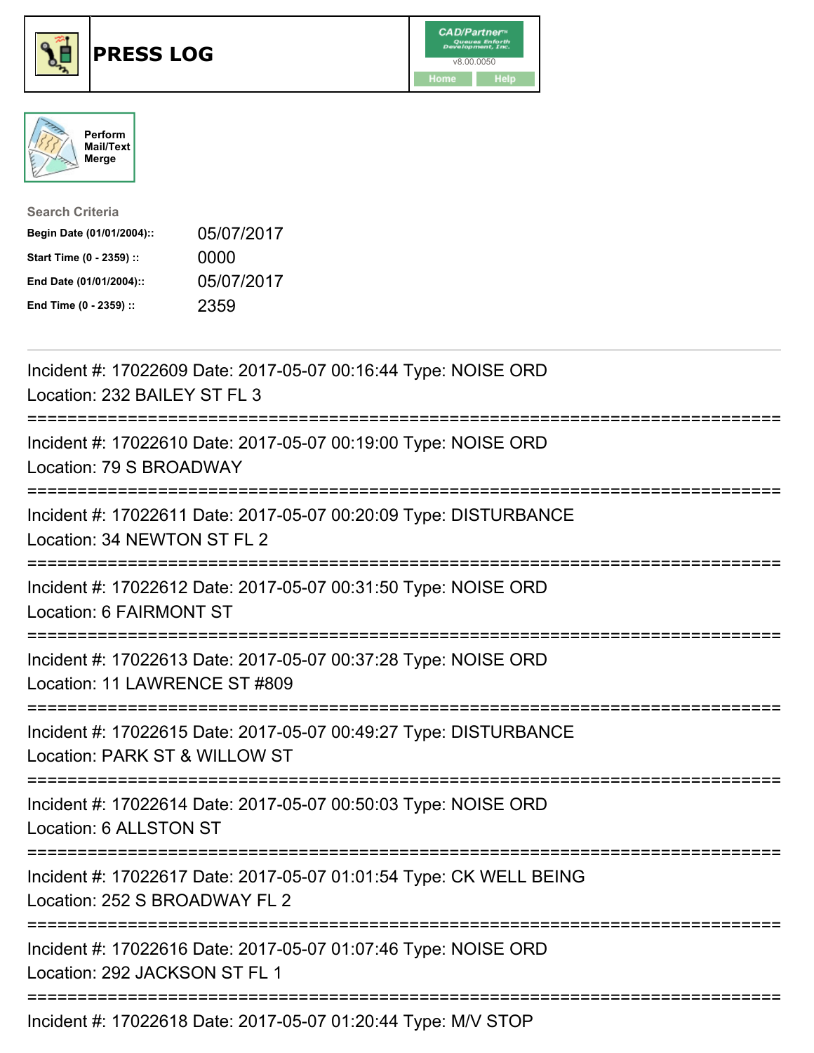# PRESS LOG

CAD/Partner™ Queues Enforth Development, Inc.
v8.00.0050

Home Help

Perform Mail/Text Merge

**Search Criteria**

| | |
|---|---|
| **Begin Date (01/01/2004)::** | 05/07/2017 |
| **Start Time (0 - 2359) ::** | 0000 |
| **End Date (01/01/2004)::** | 05/07/2017 |
| **End Time (0 - 2359) ::** | 2359 |

---

Incident #: 17022609 Date: 2017-05-07 00:16:44 Type: NOISE ORD
Location: 232 BAILEY ST FL 3

===========================================================================

Incident #: 17022610 Date: 2017-05-07 00:19:00 Type: NOISE ORD
Location: 79 S BROADWAY

===========================================================================

Incident #: 17022611 Date: 2017-05-07 00:20:09 Type: DISTURBANCE
Location: 34 NEWTON ST FL 2

===========================================================================

Incident #: 17022612 Date: 2017-05-07 00:31:50 Type: NOISE ORD
Location: 6 FAIRMONT ST

===========================================================================

Incident #: 17022613 Date: 2017-05-07 00:37:28 Type: NOISE ORD
Location: 11 LAWRENCE ST #809

===========================================================================

Incident #: 17022615 Date: 2017-05-07 00:49:27 Type: DISTURBANCE
Location: PARK ST & WILLOW ST

===========================================================================

Incident #: 17022614 Date: 2017-05-07 00:50:03 Type: NOISE ORD
Location: 6 ALLSTON ST

===========================================================================

Incident #: 17022617 Date: 2017-05-07 01:01:54 Type: CK WELL BEING
Location: 252 S BROADWAY FL 2

===========================================================================

Incident #: 17022616 Date: 2017-05-07 01:07:46 Type: NOISE ORD
Location: 292 JACKSON ST FL 1

===========================================================================

Incident #: 17022618 Date: 2017-05-07 01:20:44 Type: M/V STOP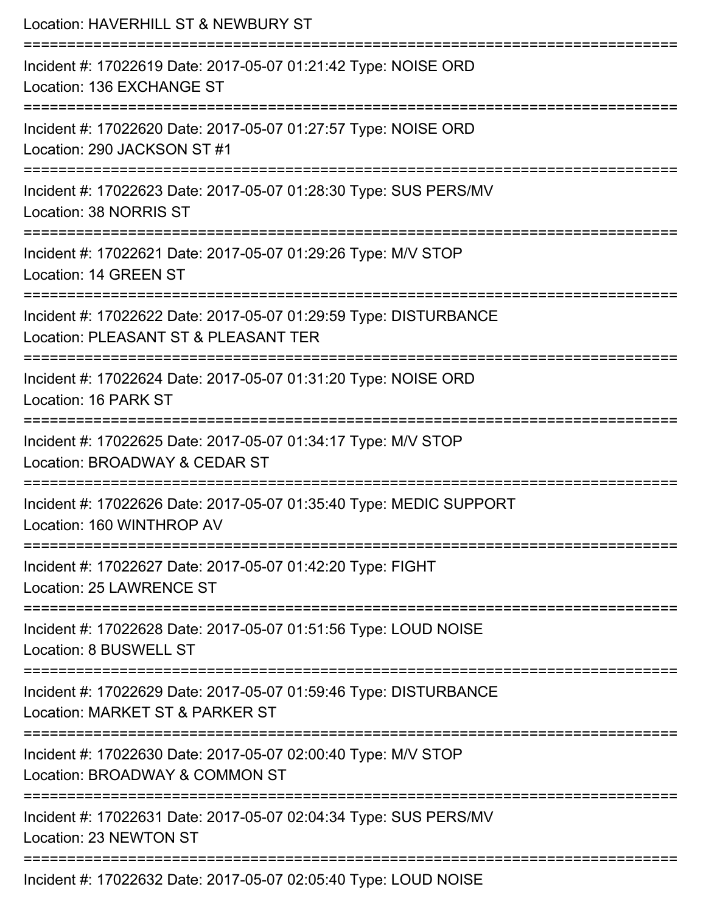Location: HAVERHILL ST & NEWBURY ST

===========================================================================

Incident #: 17022619 Date: 2017-05-07 01:21:42 Type: NOISE ORD
Location: 136 EXCHANGE ST

===========================================================================

Incident #: 17022620 Date: 2017-05-07 01:27:57 Type: NOISE ORD
Location: 290 JACKSON ST #1

===========================================================================

Incident #: 17022623 Date: 2017-05-07 01:28:30 Type: SUS PERS/MV
Location: 38 NORRIS ST

===========================================================================

Incident #: 17022621 Date: 2017-05-07 01:29:26 Type: M/V STOP
Location: 14 GREEN ST

===========================================================================

Incident #: 17022622 Date: 2017-05-07 01:29:59 Type: DISTURBANCE
Location: PLEASANT ST & PLEASANT TER

===========================================================================

Incident #: 17022624 Date: 2017-05-07 01:31:20 Type: NOISE ORD
Location: 16 PARK ST

===========================================================================

Incident #: 17022625 Date: 2017-05-07 01:34:17 Type: M/V STOP
Location: BROADWAY & CEDAR ST

===========================================================================

Incident #: 17022626 Date: 2017-05-07 01:35:40 Type: MEDIC SUPPORT
Location: 160 WINTHROP AV

===========================================================================

Incident #: 17022627 Date: 2017-05-07 01:42:20 Type: FIGHT
Location: 25 LAWRENCE ST

===========================================================================

Incident #: 17022628 Date: 2017-05-07 01:51:56 Type: LOUD NOISE
Location: 8 BUSWELL ST

===========================================================================

Incident #: 17022629 Date: 2017-05-07 01:59:46 Type: DISTURBANCE
Location: MARKET ST & PARKER ST

===========================================================================

Incident #: 17022630 Date: 2017-05-07 02:00:40 Type: M/V STOP
Location: BROADWAY & COMMON ST

===========================================================================

Incident #: 17022631 Date: 2017-05-07 02:04:34 Type: SUS PERS/MV
Location: 23 NEWTON ST

===========================================================================

Incident #: 17022632 Date: 2017-05-07 02:05:40 Type: LOUD NOISE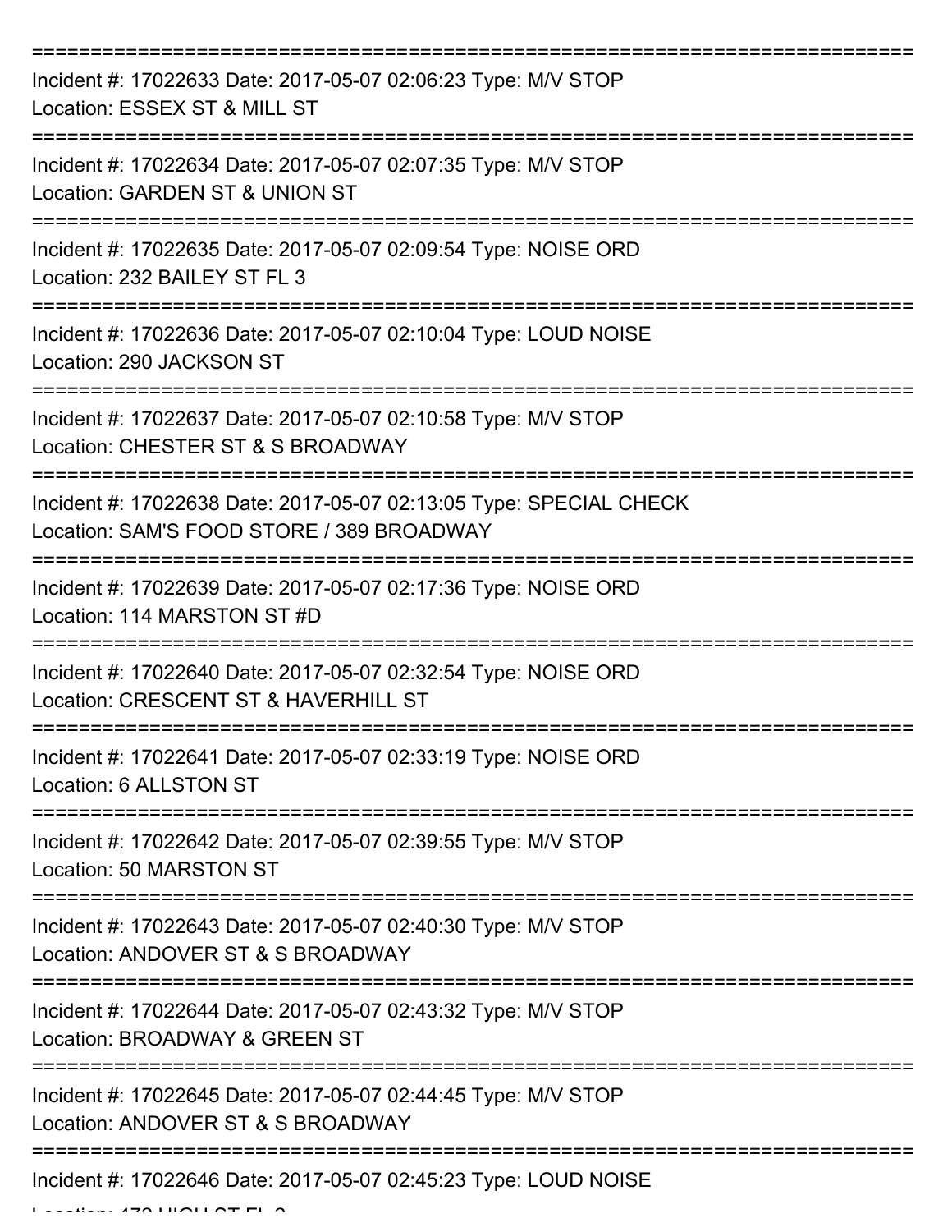===========================================================================

Incident #: 17022633 Date: 2017-05-07 02:06:23 Type: M/V STOP
Location: ESSEX ST & MILL ST

===========================================================================

Incident #: 17022634 Date: 2017-05-07 02:07:35 Type: M/V STOP
Location: GARDEN ST & UNION ST

===========================================================================

Incident #: 17022635 Date: 2017-05-07 02:09:54 Type: NOISE ORD
Location: 232 BAILEY ST FL 3

===========================================================================

Incident #: 17022636 Date: 2017-05-07 02:10:04 Type: LOUD NOISE
Location: 290 JACKSON ST

===========================================================================

Incident #: 17022637 Date: 2017-05-07 02:10:58 Type: M/V STOP
Location: CHESTER ST & S BROADWAY

===========================================================================

Incident #: 17022638 Date: 2017-05-07 02:13:05 Type: SPECIAL CHECK
Location: SAM'S FOOD STORE / 389 BROADWAY

===========================================================================

Incident #: 17022639 Date: 2017-05-07 02:17:36 Type: NOISE ORD
Location: 114 MARSTON ST #D

===========================================================================

Incident #: 17022640 Date: 2017-05-07 02:32:54 Type: NOISE ORD
Location: CRESCENT ST & HAVERHILL ST

===========================================================================

Incident #: 17022641 Date: 2017-05-07 02:33:19 Type: NOISE ORD
Location: 6 ALLSTON ST

===========================================================================

Incident #: 17022642 Date: 2017-05-07 02:39:55 Type: M/V STOP
Location: 50 MARSTON ST

===========================================================================

Incident #: 17022643 Date: 2017-05-07 02:40:30 Type: M/V STOP
Location: ANDOVER ST & S BROADWAY

===========================================================================

Incident #: 17022644 Date: 2017-05-07 02:43:32 Type: M/V STOP
Location: BROADWAY & GREEN ST

===========================================================================

Incident #: 17022645 Date: 2017-05-07 02:44:45 Type: M/V STOP
Location: ANDOVER ST & S BROADWAY

===========================================================================

Incident #: 17022646 Date: 2017-05-07 02:45:23 Type: LOUD NOISE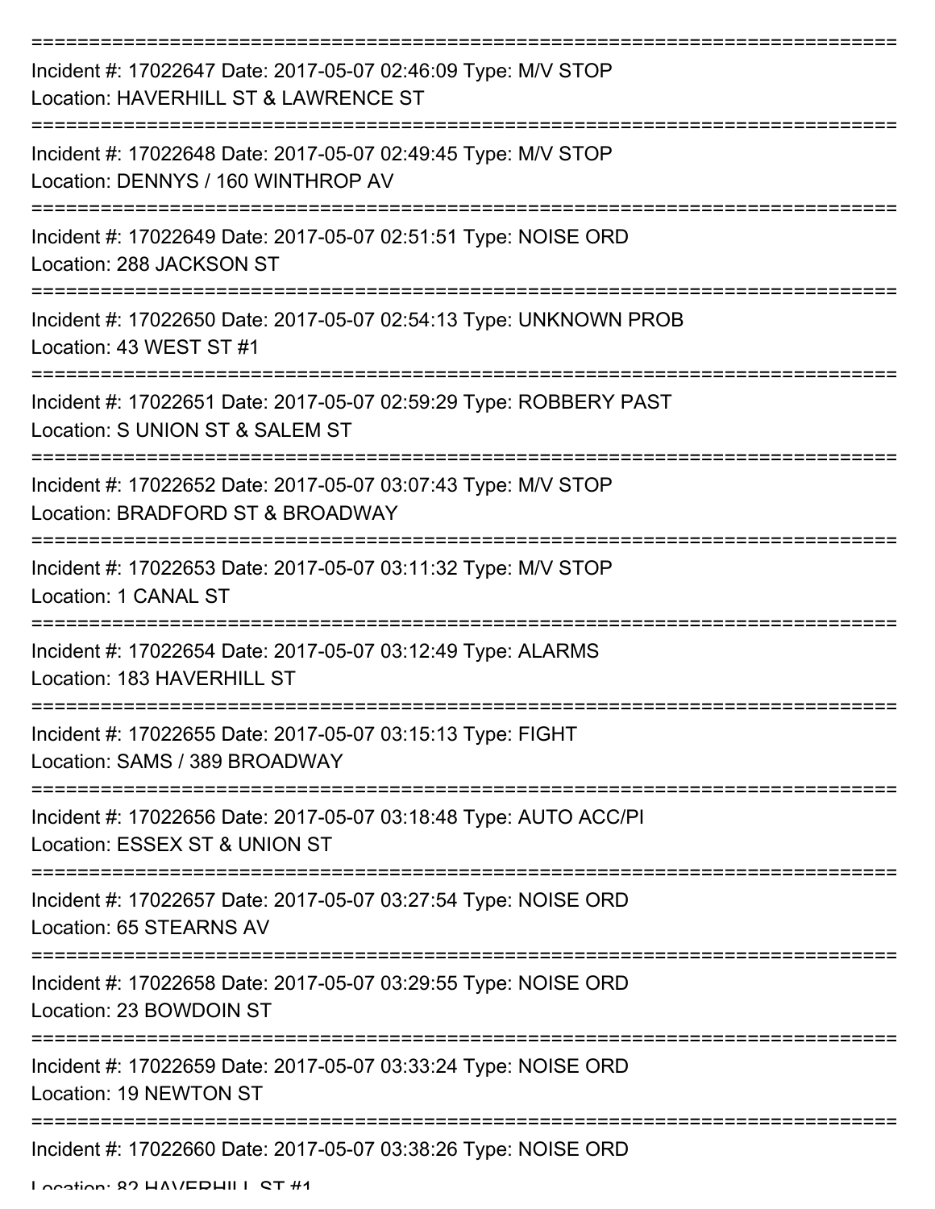===========================================================================

Incident #: 17022647 Date: 2017-05-07 02:46:09 Type: M/V STOP
Location: HAVERHILL ST & LAWRENCE ST

===========================================================================

Incident #: 17022648 Date: 2017-05-07 02:49:45 Type: M/V STOP
Location: DENNYS / 160 WINTHROP AV

===========================================================================

Incident #: 17022649 Date: 2017-05-07 02:51:51 Type: NOISE ORD
Location: 288 JACKSON ST

===========================================================================

Incident #: 17022650 Date: 2017-05-07 02:54:13 Type: UNKNOWN PROB
Location: 43 WEST ST #1

===========================================================================

Incident #: 17022651 Date: 2017-05-07 02:59:29 Type: ROBBERY PAST
Location: S UNION ST & SALEM ST

===========================================================================

Incident #: 17022652 Date: 2017-05-07 03:07:43 Type: M/V STOP
Location: BRADFORD ST & BROADWAY

===========================================================================

Incident #: 17022653 Date: 2017-05-07 03:11:32 Type: M/V STOP
Location: 1 CANAL ST

===========================================================================

Incident #: 17022654 Date: 2017-05-07 03:12:49 Type: ALARMS
Location: 183 HAVERHILL ST

===========================================================================

Incident #: 17022655 Date: 2017-05-07 03:15:13 Type: FIGHT
Location: SAMS / 389 BROADWAY

===========================================================================

Incident #: 17022656 Date: 2017-05-07 03:18:48 Type: AUTO ACC/PI
Location: ESSEX ST & UNION ST

===========================================================================

Incident #: 17022657 Date: 2017-05-07 03:27:54 Type: NOISE ORD
Location: 65 STEARNS AV

===========================================================================

Incident #: 17022658 Date: 2017-05-07 03:29:55 Type: NOISE ORD
Location: 23 BOWDOIN ST

===========================================================================

Incident #: 17022659 Date: 2017-05-07 03:33:24 Type: NOISE ORD
Location: 19 NEWTON ST

===========================================================================

Incident #: 17022660 Date: 2017-05-07 03:38:26 Type: NOISE ORD
Location: 82 HAVERHILL ST #1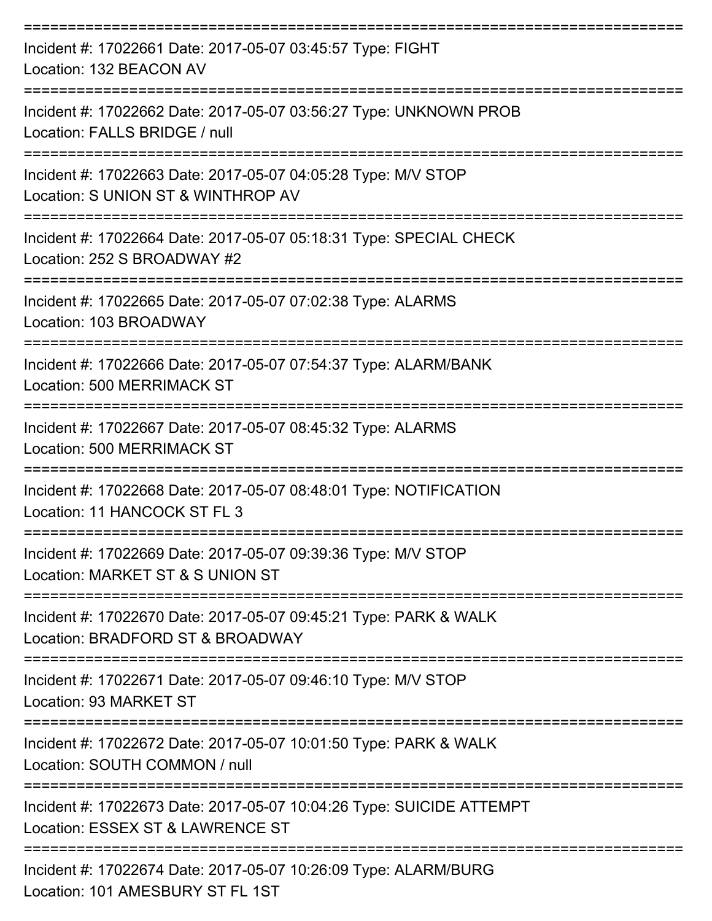===========================================================================

Incident #: 17022661 Date: 2017-05-07 03:45:57 Type: FIGHT
Location: 132 BEACON AV

===========================================================================

Incident #: 17022662 Date: 2017-05-07 03:56:27 Type: UNKNOWN PROB
Location: FALLS BRIDGE / null

===========================================================================

Incident #: 17022663 Date: 2017-05-07 04:05:28 Type: M/V STOP
Location: S UNION ST & WINTHROP AV

===========================================================================

Incident #: 17022664 Date: 2017-05-07 05:18:31 Type: SPECIAL CHECK
Location: 252 S BROADWAY #2

===========================================================================

Incident #: 17022665 Date: 2017-05-07 07:02:38 Type: ALARMS
Location: 103 BROADWAY

===========================================================================

Incident #: 17022666 Date: 2017-05-07 07:54:37 Type: ALARM/BANK
Location: 500 MERRIMACK ST

===========================================================================

Incident #: 17022667 Date: 2017-05-07 08:45:32 Type: ALARMS
Location: 500 MERRIMACK ST

===========================================================================

Incident #: 17022668 Date: 2017-05-07 08:48:01 Type: NOTIFICATION
Location: 11 HANCOCK ST FL 3

===========================================================================

Incident #: 17022669 Date: 2017-05-07 09:39:36 Type: M/V STOP
Location: MARKET ST & S UNION ST

===========================================================================

Incident #: 17022670 Date: 2017-05-07 09:45:21 Type: PARK & WALK
Location: BRADFORD ST & BROADWAY

===========================================================================

Incident #: 17022671 Date: 2017-05-07 09:46:10 Type: M/V STOP
Location: 93 MARKET ST

===========================================================================

Incident #: 17022672 Date: 2017-05-07 10:01:50 Type: PARK & WALK
Location: SOUTH COMMON / null

===========================================================================

Incident #: 17022673 Date: 2017-05-07 10:04:26 Type: SUICIDE ATTEMPT
Location: ESSEX ST & LAWRENCE ST

===========================================================================

Incident #: 17022674 Date: 2017-05-07 10:26:09 Type: ALARM/BURG
Location: 101 AMESBURY ST FL 1ST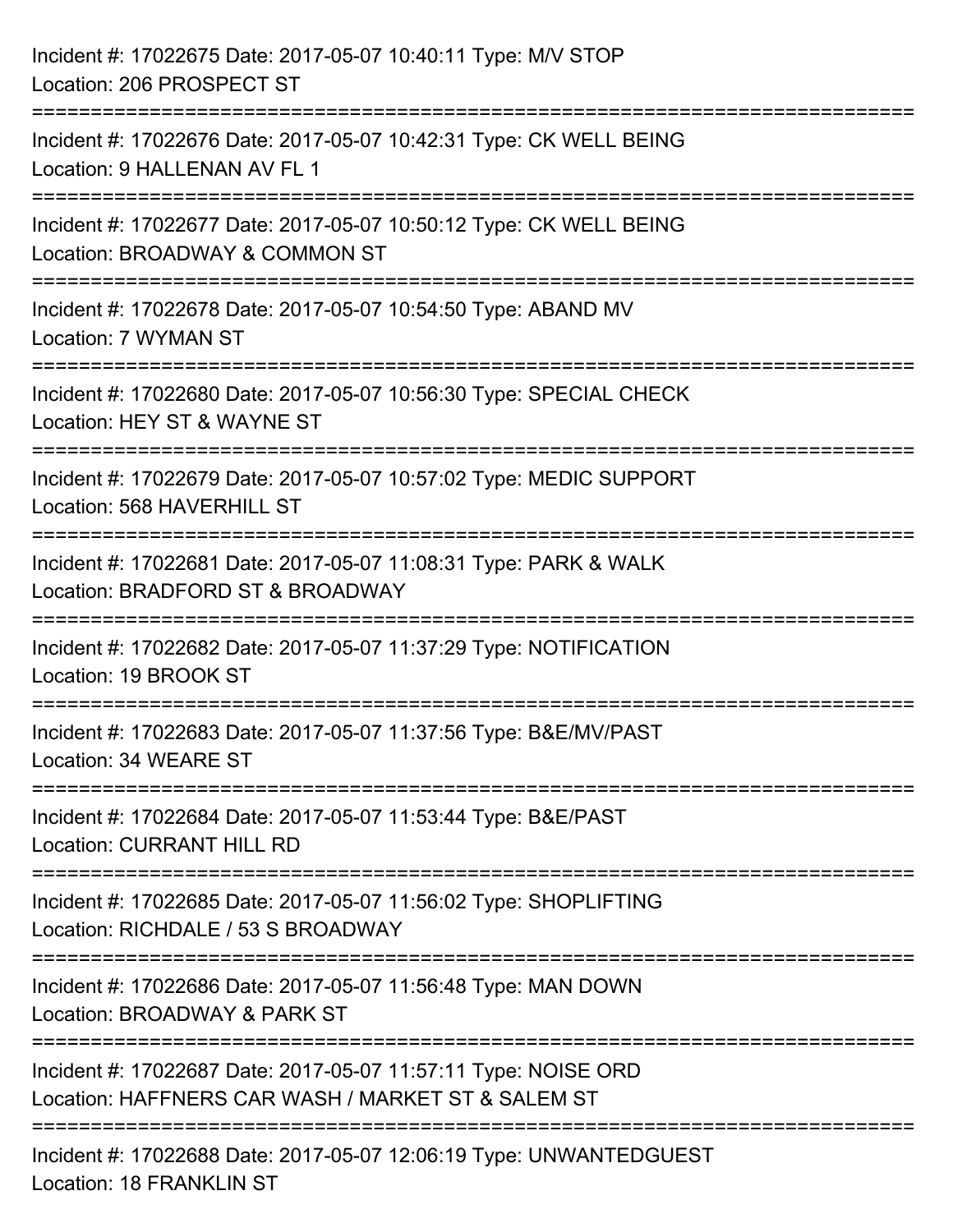Incident #: 17022675 Date: 2017-05-07 10:40:11 Type: M/V STOP
Location: 206 PROSPECT ST

===========================================================================

Incident #: 17022676 Date: 2017-05-07 10:42:31 Type: CK WELL BEING
Location: 9 HALLENAN AV FL 1

===========================================================================

Incident #: 17022677 Date: 2017-05-07 10:50:12 Type: CK WELL BEING
Location: BROADWAY & COMMON ST

===========================================================================

Incident #: 17022678 Date: 2017-05-07 10:54:50 Type: ABAND MV
Location: 7 WYMAN ST

===========================================================================

Incident #: 17022680 Date: 2017-05-07 10:56:30 Type: SPECIAL CHECK
Location: HEY ST & WAYNE ST

===========================================================================

Incident #: 17022679 Date: 2017-05-07 10:57:02 Type: MEDIC SUPPORT
Location: 568 HAVERHILL ST

===========================================================================

Incident #: 17022681 Date: 2017-05-07 11:08:31 Type: PARK & WALK
Location: BRADFORD ST & BROADWAY

===========================================================================

Incident #: 17022682 Date: 2017-05-07 11:37:29 Type: NOTIFICATION
Location: 19 BROOK ST

===========================================================================

Incident #: 17022683 Date: 2017-05-07 11:37:56 Type: B&E/MV/PAST
Location: 34 WEARE ST

===========================================================================

Incident #: 17022684 Date: 2017-05-07 11:53:44 Type: B&E/PAST
Location: CURRANT HILL RD

===========================================================================

Incident #: 17022685 Date: 2017-05-07 11:56:02 Type: SHOPLIFTING
Location: RICHDALE / 53 S BROADWAY

===========================================================================

Incident #: 17022686 Date: 2017-05-07 11:56:48 Type: MAN DOWN
Location: BROADWAY & PARK ST

===========================================================================

Incident #: 17022687 Date: 2017-05-07 11:57:11 Type: NOISE ORD
Location: HAFFNERS CAR WASH / MARKET ST & SALEM ST

===========================================================================

Incident #: 17022688 Date: 2017-05-07 12:06:19 Type: UNWANTEDGUEST
Location: 18 FRANKLIN ST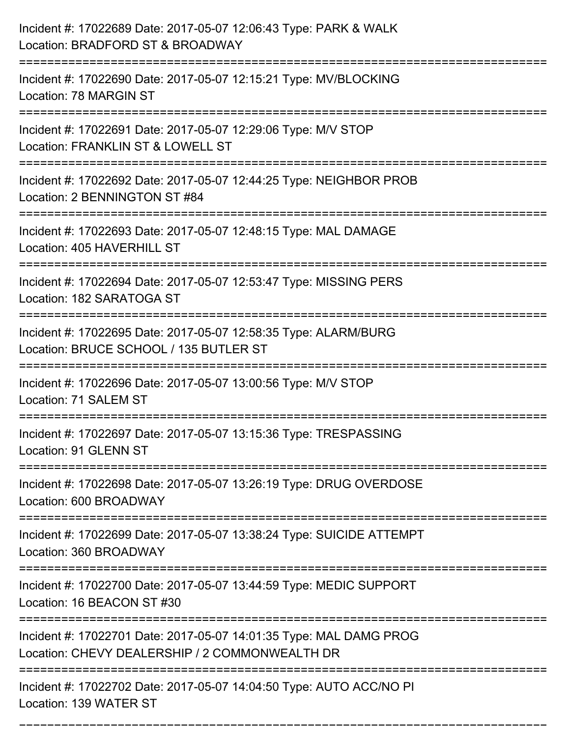Incident #: 17022689 Date: 2017-05-07 12:06:43 Type: PARK & WALK
Location: BRADFORD ST & BROADWAY

===========================================================================

Incident #: 17022690 Date: 2017-05-07 12:15:21 Type: MV/BLOCKING
Location: 78 MARGIN ST

===========================================================================

Incident #: 17022691 Date: 2017-05-07 12:29:06 Type: M/V STOP
Location: FRANKLIN ST & LOWELL ST

===========================================================================

Incident #: 17022692 Date: 2017-05-07 12:44:25 Type: NEIGHBOR PROB
Location: 2 BENNINGTON ST #84

===========================================================================

Incident #: 17022693 Date: 2017-05-07 12:48:15 Type: MAL DAMAGE
Location: 405 HAVERHILL ST

===========================================================================

Incident #: 17022694 Date: 2017-05-07 12:53:47 Type: MISSING PERS
Location: 182 SARATOGA ST

===========================================================================

Incident #: 17022695 Date: 2017-05-07 12:58:35 Type: ALARM/BURG
Location: BRUCE SCHOOL / 135 BUTLER ST

===========================================================================

Incident #: 17022696 Date: 2017-05-07 13:00:56 Type: M/V STOP
Location: 71 SALEM ST

===========================================================================

Incident #: 17022697 Date: 2017-05-07 13:15:36 Type: TRESPASSING
Location: 91 GLENN ST

===========================================================================

Incident #: 17022698 Date: 2017-05-07 13:26:19 Type: DRUG OVERDOSE
Location: 600 BROADWAY

===========================================================================

Incident #: 17022699 Date: 2017-05-07 13:38:24 Type: SUICIDE ATTEMPT
Location: 360 BROADWAY

===========================================================================

Incident #: 17022700 Date: 2017-05-07 13:44:59 Type: MEDIC SUPPORT
Location: 16 BEACON ST #30

===========================================================================

Incident #: 17022701 Date: 2017-05-07 14:01:35 Type: MAL DAMG PROG
Location: CHEVY DEALERSHIP / 2 COMMONWEALTH DR

===========================================================================

Incident #: 17022702 Date: 2017-05-07 14:04:50 Type: AUTO ACC/NO PI
Location: 139 WATER ST

===========================================================================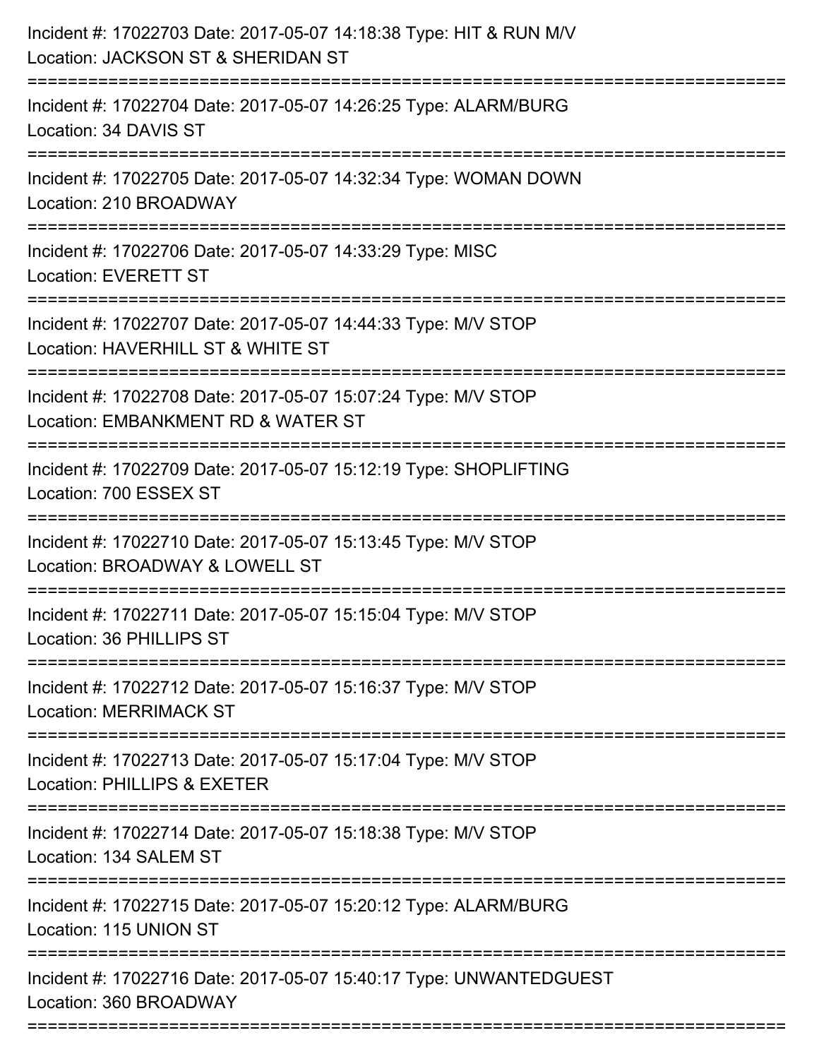Incident #: 17022703 Date: 2017-05-07 14:18:38 Type: HIT & RUN M/V
Location: JACKSON ST & SHERIDAN ST

===========================================================================

Incident #: 17022704 Date: 2017-05-07 14:26:25 Type: ALARM/BURG
Location: 34 DAVIS ST

===========================================================================

Incident #: 17022705 Date: 2017-05-07 14:32:34 Type: WOMAN DOWN
Location: 210 BROADWAY

===========================================================================

Incident #: 17022706 Date: 2017-05-07 14:33:29 Type: MISC
Location: EVERETT ST

===========================================================================

Incident #: 17022707 Date: 2017-05-07 14:44:33 Type: M/V STOP
Location: HAVERHILL ST & WHITE ST

===========================================================================

Incident #: 17022708 Date: 2017-05-07 15:07:24 Type: M/V STOP
Location: EMBANKMENT RD & WATER ST

===========================================================================

Incident #: 17022709 Date: 2017-05-07 15:12:19 Type: SHOPLIFTING
Location: 700 ESSEX ST

===========================================================================

Incident #: 17022710 Date: 2017-05-07 15:13:45 Type: M/V STOP
Location: BROADWAY & LOWELL ST

===========================================================================

Incident #: 17022711 Date: 2017-05-07 15:15:04 Type: M/V STOP
Location: 36 PHILLIPS ST

===========================================================================

Incident #: 17022712 Date: 2017-05-07 15:16:37 Type: M/V STOP
Location: MERRIMACK ST

===========================================================================

Incident #: 17022713 Date: 2017-05-07 15:17:04 Type: M/V STOP
Location: PHILLIPS & EXETER

===========================================================================

Incident #: 17022714 Date: 2017-05-07 15:18:38 Type: M/V STOP
Location: 134 SALEM ST

===========================================================================

Incident #: 17022715 Date: 2017-05-07 15:20:12 Type: ALARM/BURG
Location: 115 UNION ST

===========================================================================

Incident #: 17022716 Date: 2017-05-07 15:40:17 Type: UNWANTEDGUEST
Location: 360 BROADWAY

===========================================================================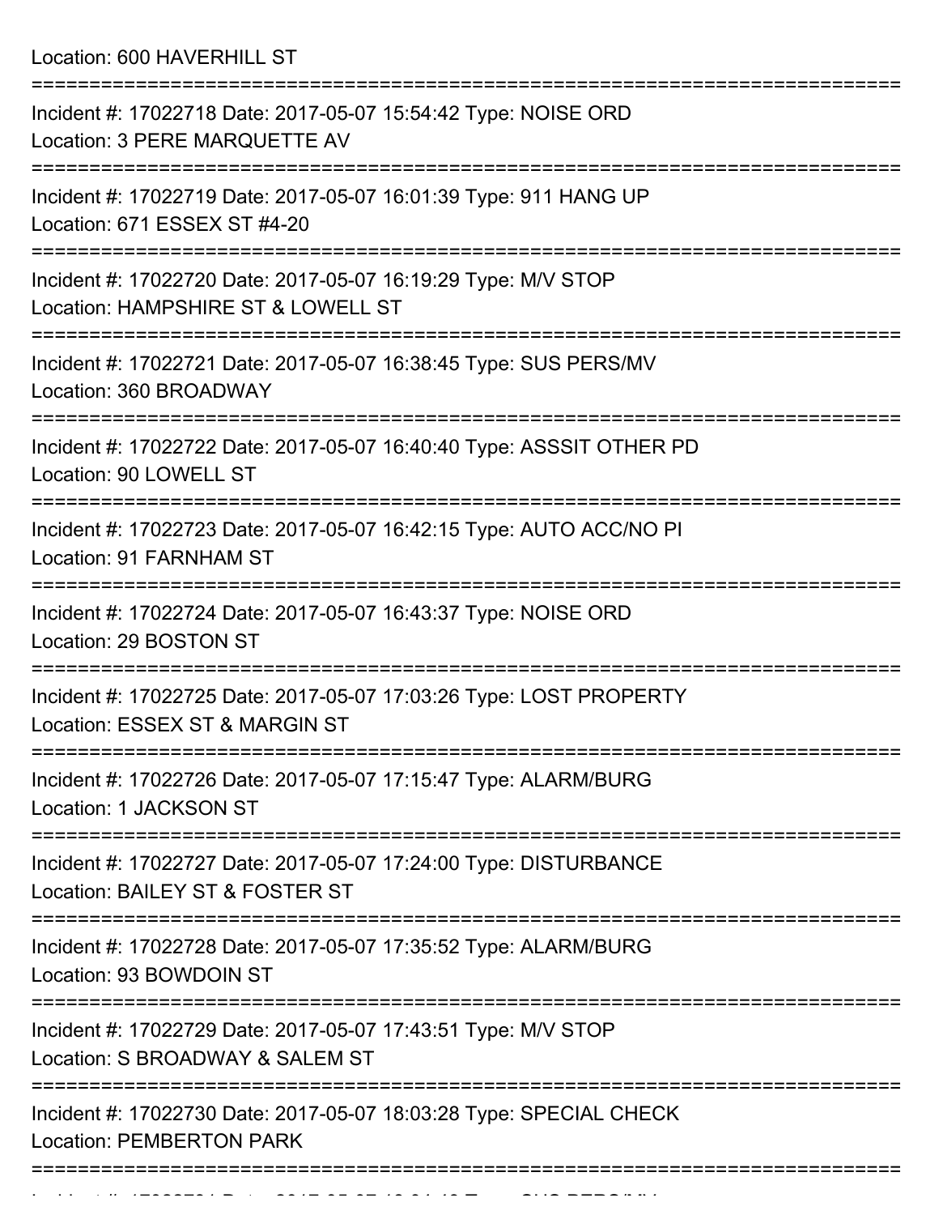Location: 600 HAVERHILL ST

===========================================================================

Incident #: 17022718 Date: 2017-05-07 15:54:42 Type: NOISE ORD
Location: 3 PERE MARQUETTE AV

===========================================================================

Incident #: 17022719 Date: 2017-05-07 16:01:39 Type: 911 HANG UP
Location: 671 ESSEX ST #4-20

===========================================================================

Incident #: 17022720 Date: 2017-05-07 16:19:29 Type: M/V STOP
Location: HAMPSHIRE ST & LOWELL ST

===========================================================================

Incident #: 17022721 Date: 2017-05-07 16:38:45 Type: SUS PERS/MV
Location: 360 BROADWAY

===========================================================================

Incident #: 17022722 Date: 2017-05-07 16:40:40 Type: ASSSIT OTHER PD
Location: 90 LOWELL ST

===========================================================================

Incident #: 17022723 Date: 2017-05-07 16:42:15 Type: AUTO ACC/NO PI
Location: 91 FARNHAM ST

===========================================================================

Incident #: 17022724 Date: 2017-05-07 16:43:37 Type: NOISE ORD
Location: 29 BOSTON ST

===========================================================================

Incident #: 17022725 Date: 2017-05-07 17:03:26 Type: LOST PROPERTY
Location: ESSEX ST & MARGIN ST

===========================================================================

Incident #: 17022726 Date: 2017-05-07 17:15:47 Type: ALARM/BURG
Location: 1 JACKSON ST

===========================================================================

Incident #: 17022727 Date: 2017-05-07 17:24:00 Type: DISTURBANCE
Location: BAILEY ST & FOSTER ST

===========================================================================

Incident #: 17022728 Date: 2017-05-07 17:35:52 Type: ALARM/BURG
Location: 93 BOWDOIN ST

===========================================================================

Incident #: 17022729 Date: 2017-05-07 17:43:51 Type: M/V STOP
Location: S BROADWAY & SALEM ST

===========================================================================

Incident #: 17022730 Date: 2017-05-07 18:03:28 Type: SPECIAL CHECK
Location: PEMBERTON PARK

===========================================================================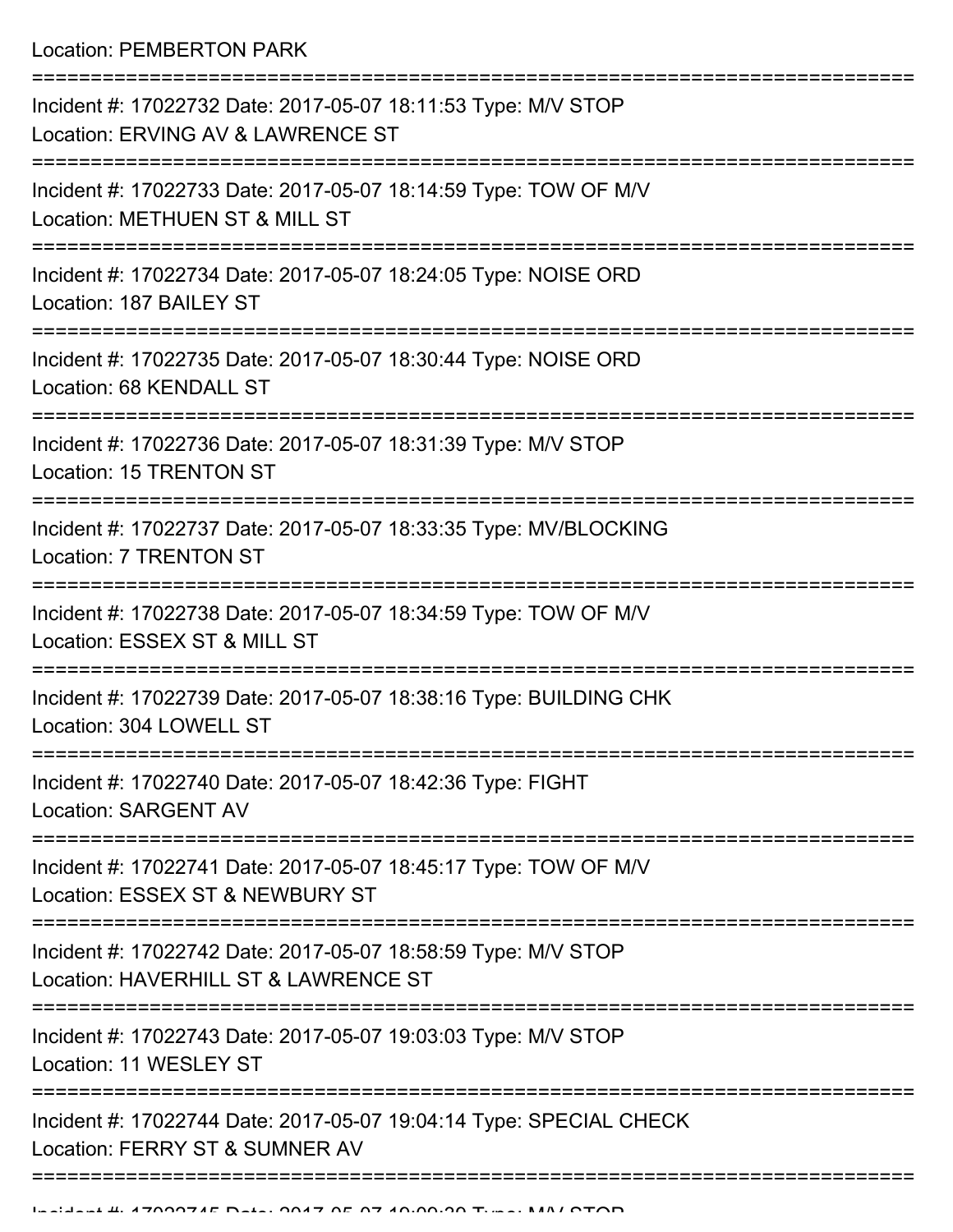Location: PEMBERTON PARK

===========================================================================

Incident #: 17022732 Date: 2017-05-07 18:11:53 Type: M/V STOP
Location: ERVING AV & LAWRENCE ST

===========================================================================

Incident #: 17022733 Date: 2017-05-07 18:14:59 Type: TOW OF M/V
Location: METHUEN ST & MILL ST

===========================================================================

Incident #: 17022734 Date: 2017-05-07 18:24:05 Type: NOISE ORD
Location: 187 BAILEY ST

===========================================================================

Incident #: 17022735 Date: 2017-05-07 18:30:44 Type: NOISE ORD
Location: 68 KENDALL ST

===========================================================================

Incident #: 17022736 Date: 2017-05-07 18:31:39 Type: M/V STOP
Location: 15 TRENTON ST

===========================================================================

Incident #: 17022737 Date: 2017-05-07 18:33:35 Type: MV/BLOCKING
Location: 7 TRENTON ST

===========================================================================

Incident #: 17022738 Date: 2017-05-07 18:34:59 Type: TOW OF M/V
Location: ESSEX ST & MILL ST

===========================================================================

Incident #: 17022739 Date: 2017-05-07 18:38:16 Type: BUILDING CHK
Location: 304 LOWELL ST

===========================================================================

Incident #: 17022740 Date: 2017-05-07 18:42:36 Type: FIGHT
Location: SARGENT AV

===========================================================================

Incident #: 17022741 Date: 2017-05-07 18:45:17 Type: TOW OF M/V
Location: ESSEX ST & NEWBURY ST

===========================================================================

Incident #: 17022742 Date: 2017-05-07 18:58:59 Type: M/V STOP
Location: HAVERHILL ST & LAWRENCE ST

===========================================================================

Incident #: 17022743 Date: 2017-05-07 19:03:03 Type: M/V STOP
Location: 11 WESLEY ST

===========================================================================

Incident #: 17022744 Date: 2017-05-07 19:04:14 Type: SPECIAL CHECK
Location: FERRY ST & SUMNER AV

===========================================================================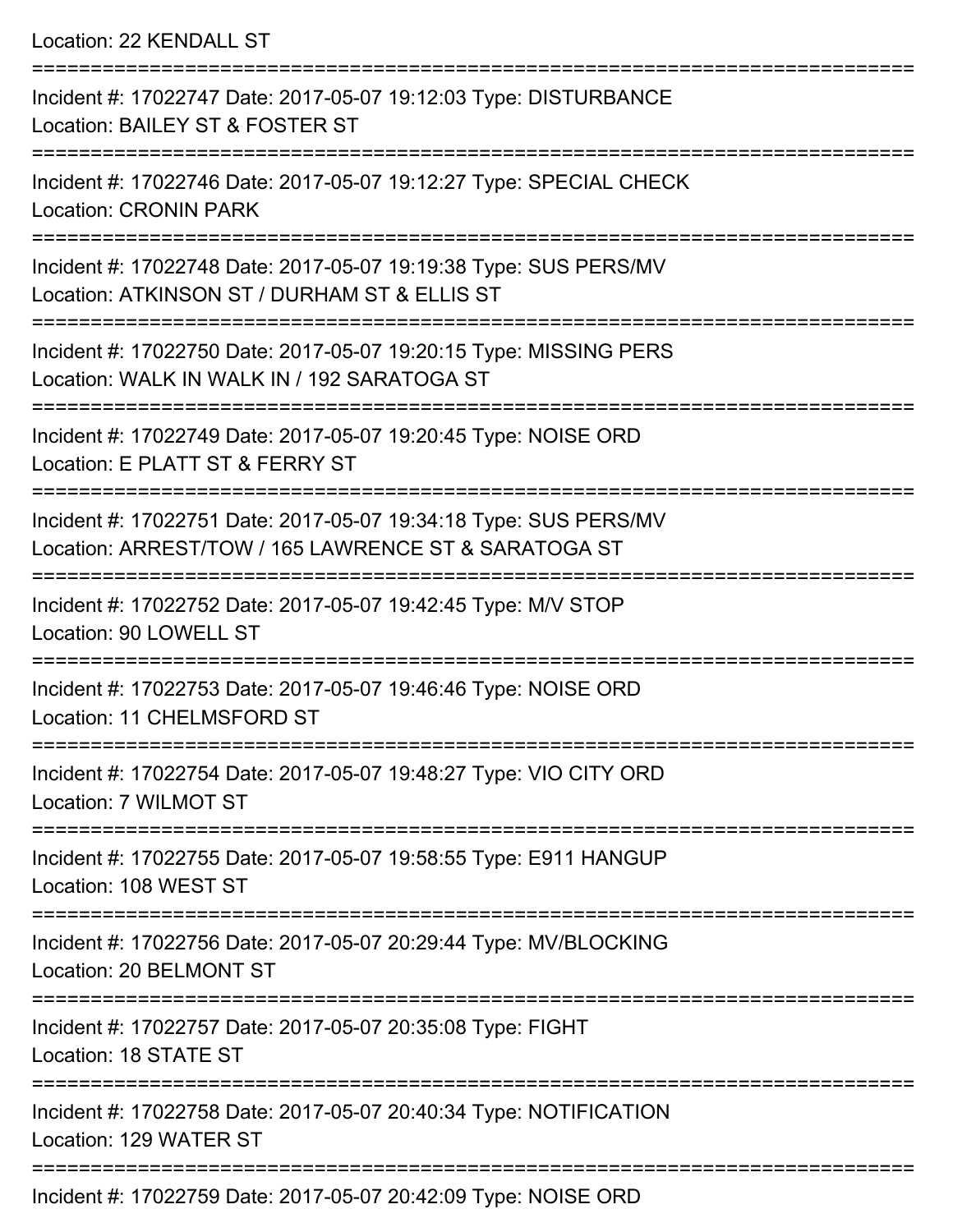Location: 22 KENDALL ST

===========================================================================

Incident #: 17022747 Date: 2017-05-07 19:12:03 Type: DISTURBANCE
Location: BAILEY ST & FOSTER ST

===========================================================================

Incident #: 17022746 Date: 2017-05-07 19:12:27 Type: SPECIAL CHECK
Location: CRONIN PARK

===========================================================================

Incident #: 17022748 Date: 2017-05-07 19:19:38 Type: SUS PERS/MV
Location: ATKINSON ST / DURHAM ST & ELLIS ST

===========================================================================

Incident #: 17022750 Date: 2017-05-07 19:20:15 Type: MISSING PERS
Location: WALK IN WALK IN / 192 SARATOGA ST

===========================================================================

Incident #: 17022749 Date: 2017-05-07 19:20:45 Type: NOISE ORD
Location: E PLATT ST & FERRY ST

===========================================================================

Incident #: 17022751 Date: 2017-05-07 19:34:18 Type: SUS PERS/MV
Location: ARREST/TOW / 165 LAWRENCE ST & SARATOGA ST

===========================================================================

Incident #: 17022752 Date: 2017-05-07 19:42:45 Type: M/V STOP
Location: 90 LOWELL ST

===========================================================================

Incident #: 17022753 Date: 2017-05-07 19:46:46 Type: NOISE ORD
Location: 11 CHELMSFORD ST

===========================================================================

Incident #: 17022754 Date: 2017-05-07 19:48:27 Type: VIO CITY ORD
Location: 7 WILMOT ST

===========================================================================

Incident #: 17022755 Date: 2017-05-07 19:58:55 Type: E911 HANGUP
Location: 108 WEST ST

===========================================================================

Incident #: 17022756 Date: 2017-05-07 20:29:44 Type: MV/BLOCKING
Location: 20 BELMONT ST

===========================================================================

Incident #: 17022757 Date: 2017-05-07 20:35:08 Type: FIGHT
Location: 18 STATE ST

===========================================================================

Incident #: 17022758 Date: 2017-05-07 20:40:34 Type: NOTIFICATION
Location: 129 WATER ST

===========================================================================

Incident #: 17022759 Date: 2017-05-07 20:42:09 Type: NOISE ORD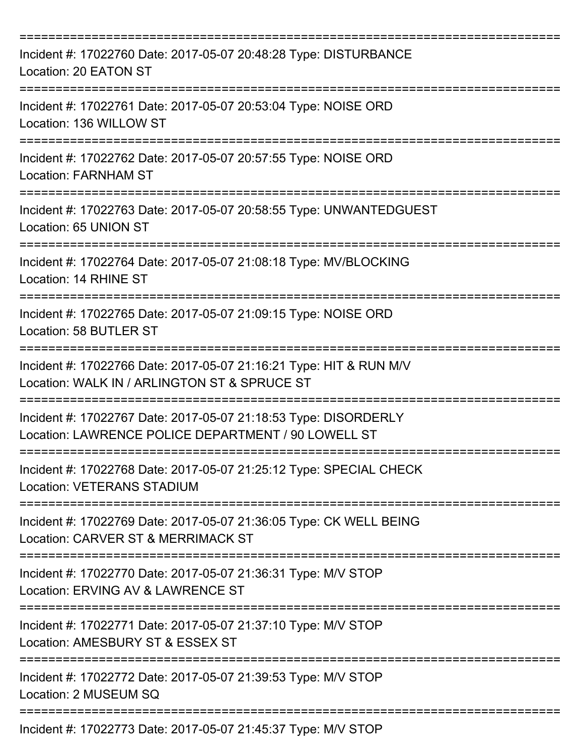===========================================================================

Incident #: 17022760 Date: 2017-05-07 20:48:28 Type: DISTURBANCE
Location: 20 EATON ST

===========================================================================

Incident #: 17022761 Date: 2017-05-07 20:53:04 Type: NOISE ORD
Location: 136 WILLOW ST

===========================================================================

Incident #: 17022762 Date: 2017-05-07 20:57:55 Type: NOISE ORD
Location: FARNHAM ST

===========================================================================

Incident #: 17022763 Date: 2017-05-07 20:58:55 Type: UNWANTEDGUEST
Location: 65 UNION ST

===========================================================================

Incident #: 17022764 Date: 2017-05-07 21:08:18 Type: MV/BLOCKING
Location: 14 RHINE ST

===========================================================================

Incident #: 17022765 Date: 2017-05-07 21:09:15 Type: NOISE ORD
Location: 58 BUTLER ST

===========================================================================

Incident #: 17022766 Date: 2017-05-07 21:16:21 Type: HIT & RUN M/V
Location: WALK IN / ARLINGTON ST & SPRUCE ST

===========================================================================

Incident #: 17022767 Date: 2017-05-07 21:18:53 Type: DISORDERLY
Location: LAWRENCE POLICE DEPARTMENT / 90 LOWELL ST

===========================================================================

Incident #: 17022768 Date: 2017-05-07 21:25:12 Type: SPECIAL CHECK
Location: VETERANS STADIUM

===========================================================================

Incident #: 17022769 Date: 2017-05-07 21:36:05 Type: CK WELL BEING
Location: CARVER ST & MERRIMACK ST

===========================================================================

Incident #: 17022770 Date: 2017-05-07 21:36:31 Type: M/V STOP
Location: ERVING AV & LAWRENCE ST

===========================================================================

Incident #: 17022771 Date: 2017-05-07 21:37:10 Type: M/V STOP
Location: AMESBURY ST & ESSEX ST

===========================================================================

Incident #: 17022772 Date: 2017-05-07 21:39:53 Type: M/V STOP
Location: 2 MUSEUM SQ

===========================================================================

Incident #: 17022773 Date: 2017-05-07 21:45:37 Type: M/V STOP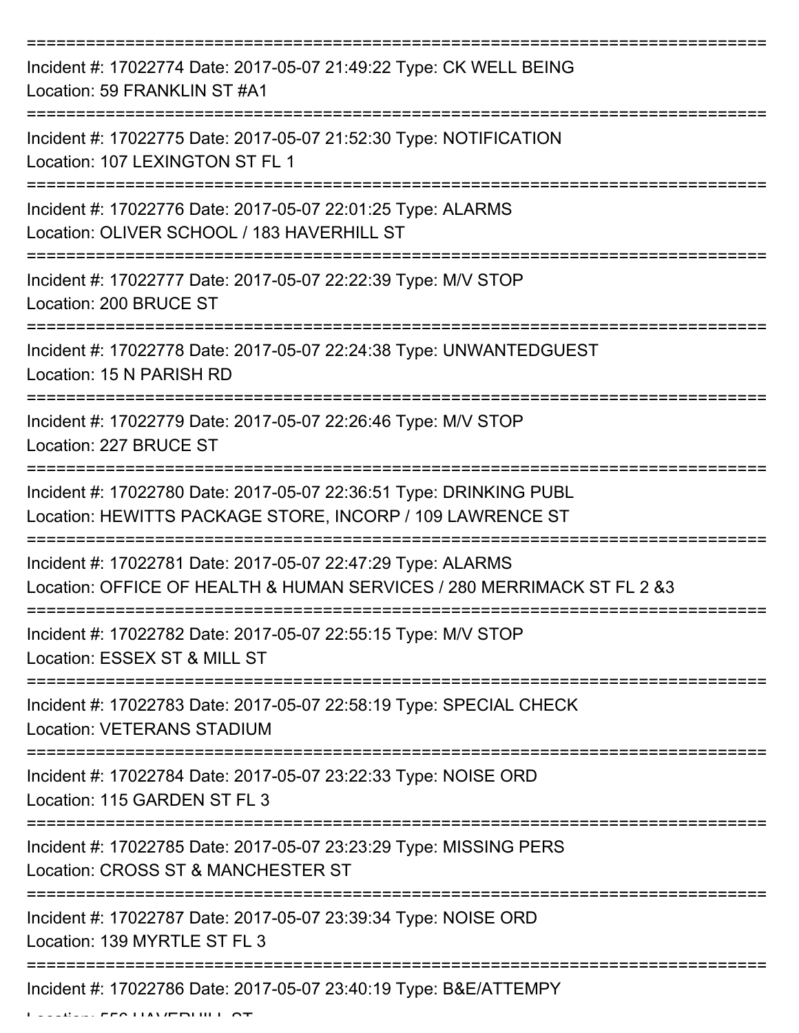===========================================================================

Incident #: 17022774 Date: 2017-05-07 21:49:22 Type: CK WELL BEING
Location: 59 FRANKLIN ST #A1

===========================================================================

Incident #: 17022775 Date: 2017-05-07 21:52:30 Type: NOTIFICATION
Location: 107 LEXINGTON ST FL 1

===========================================================================

Incident #: 17022776 Date: 2017-05-07 22:01:25 Type: ALARMS
Location: OLIVER SCHOOL / 183 HAVERHILL ST

===========================================================================

Incident #: 17022777 Date: 2017-05-07 22:22:39 Type: M/V STOP
Location: 200 BRUCE ST

===========================================================================

Incident #: 17022778 Date: 2017-05-07 22:24:38 Type: UNWANTEDGUEST
Location: 15 N PARISH RD

===========================================================================

Incident #: 17022779 Date: 2017-05-07 22:26:46 Type: M/V STOP
Location: 227 BRUCE ST

===========================================================================

Incident #: 17022780 Date: 2017-05-07 22:36:51 Type: DRINKING PUBL
Location: HEWITTS PACKAGE STORE, INCORP / 109 LAWRENCE ST

===========================================================================

Incident #: 17022781 Date: 2017-05-07 22:47:29 Type: ALARMS
Location: OFFICE OF HEALTH & HUMAN SERVICES / 280 MERRIMACK ST FL 2 &3

===========================================================================

Incident #: 17022782 Date: 2017-05-07 22:55:15 Type: M/V STOP
Location: ESSEX ST & MILL ST

===========================================================================

Incident #: 17022783 Date: 2017-05-07 22:58:19 Type: SPECIAL CHECK
Location: VETERANS STADIUM

===========================================================================

Incident #: 17022784 Date: 2017-05-07 23:22:33 Type: NOISE ORD
Location: 115 GARDEN ST FL 3

===========================================================================

Incident #: 17022785 Date: 2017-05-07 23:23:29 Type: MISSING PERS
Location: CROSS ST & MANCHESTER ST

===========================================================================

Incident #: 17022787 Date: 2017-05-07 23:39:34 Type: NOISE ORD
Location: 139 MYRTLE ST FL 3

===========================================================================

Incident #: 17022786 Date: 2017-05-07 23:40:19 Type: B&E/ATTEMPY
Location: 556 HAVERHILL ST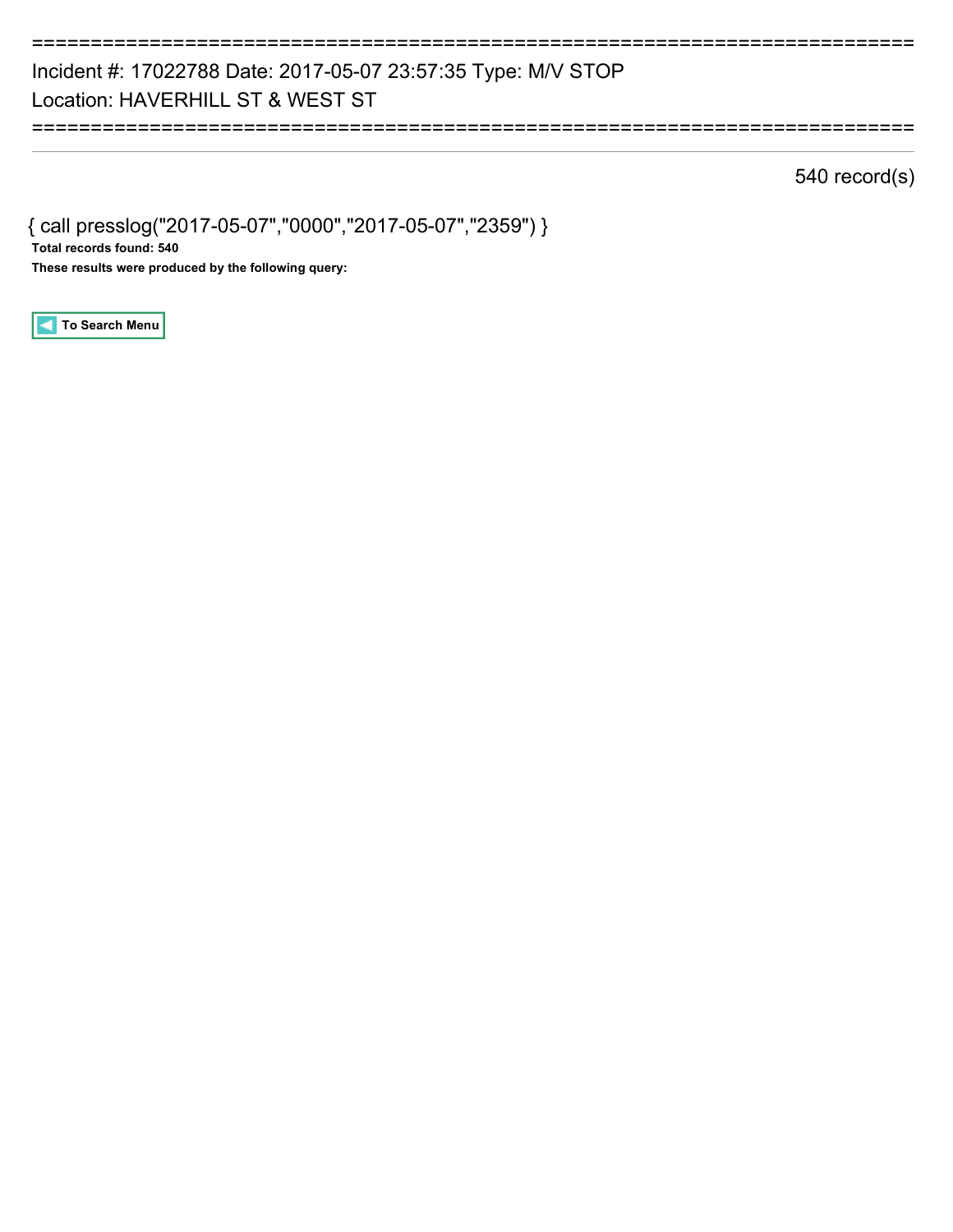===========================================================================

Incident #: 17022788 Date: 2017-05-07 23:57:35 Type: M/V STOP

Location: HAVERHILL ST & WEST ST

===========================================================================

---

540 record(s)

{ call presslog("2017-05-07","0000","2017-05-07","2359") }

**Total records found: 540**

**These results were produced by the following query:**

**To Search Menu**